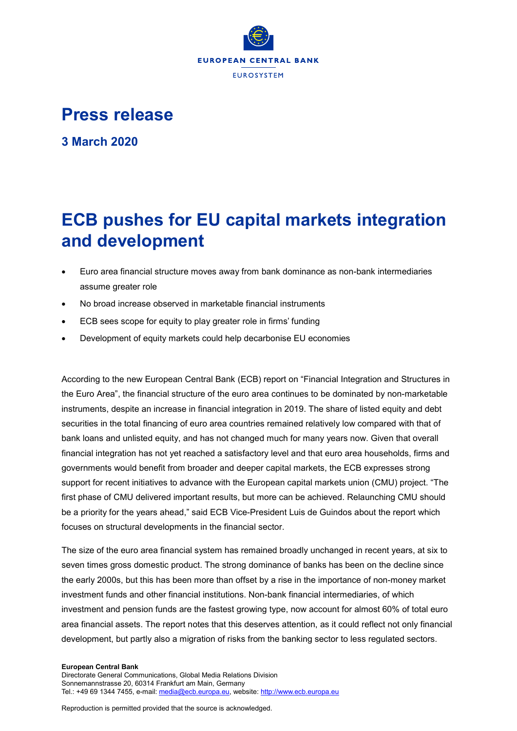# Press release

**3 March 2020**

# ECB pushes for EU capital markets integration and development

- Euro area financial structure moves away from bank dominance as non-bank intermediaries assume greater role
- No broad increase observed in marketable financial instruments
- ECB sees scope for equity to play greater role in firms' funding
- Development of equity markets could help decarbonise EU economies

According to the new European Central Bank (ECB) report on "Financial Integration and Structures in the Euro Area", the financial structure of the euro area continues to be dominated by non-marketable instruments, despite an increase in financial integration in 2019. The share of listed equity and debt securities in the total financing of euro area countries remained relatively low compared with that of bank loans and unlisted equity, and has not changed much for many years now. Given that overall financial integration has not yet reached a satisfactory level and that euro area households, firms and governments would benefit from broader and deeper capital markets, the ECB expresses strong support for recent initiatives to advance with the European capital markets union (CMU) project. "The first phase of CMU delivered important results, but more can be achieved. Relaunching CMU should be a priority for the years ahead," said ECB Vice-President Luis de Guindos about the report which focuses on structural developments in the financial sector.

The size of the euro area financial system has remained broadly unchanged in recent years, at six to seven times gross domestic product. The strong dominance of banks has been on the decline since the early 2000s, but this has been more than offset by a rise in the importance of non-money market investment funds and other financial institutions. Non-bank financial intermediaries, of which investment and pension funds are the fastest growing type, now account for almost 60% of total euro area financial assets. The report notes that this deserves attention, as it could reflect not only financial development, but partly also a migration of risks from the banking sector to less regulated sectors.

**European Central Bank**
Directorate General Communications, Global Media Relations Division
Sonnemannstrasse 20, 60314 Frankfurt am Main, Germany
Tel.: +49 69 1344 7455, e-mail: media@ecb.europa.eu, website: http://www.ecb.europa.eu

Reproduction is permitted provided that the source is acknowledged.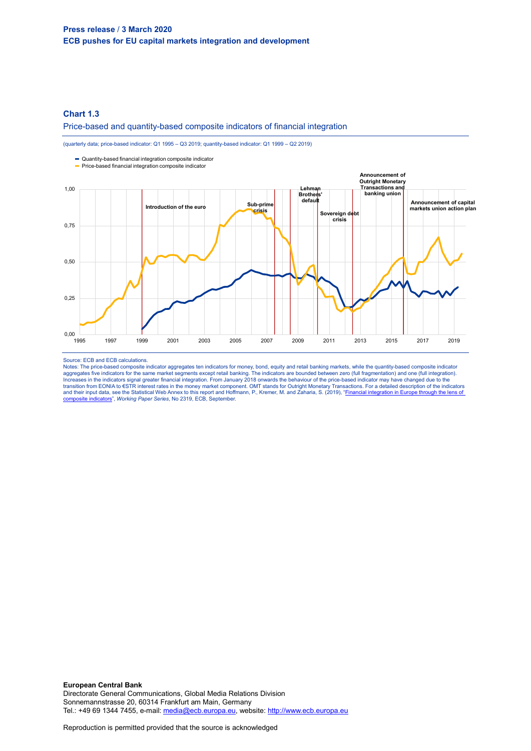**Press release / 3 March 2020**
**ECB pushes for EU capital markets integration and development**

### Chart 1.3

Price-based and quantity-based composite indicators of financial integration

(quarterly data; price-based indicator: Q1 1995 – Q3 2019; quantity-based indicator: Q1 1999 – Q2 2019)

- Quantity-based financial integration composite indicator
- Price-based financial integration composite indicator

Introduction of the euro
Sub-prime crisis
Lehman Brothers' default
Sovereign debt crisis
Announcement of Outright Monetary Transactions and banking union
Announcement of capital markets union action plan

1,00
0,75
0,50
0,25
0,00

1995 1997 1999 2001 2003 2005 2007 2009 2011 2013 2015 2017 2019

Source: ECB and ECB calculations.
Notes: The price-based composite indicator aggregates ten indicators for money, bond, equity and retail banking markets, while the quantity-based composite indicator aggregates five indicators for the same market segments except retail banking. The indicators are bounded between zero (full fragmentation) and one (full integration). Increases in the indicators signal greater financial integration. From January 2018 onwards the behaviour of the price-based indicator may have changed due to the transition from EONIA to €STR interest rates in the money market component. OMT stands for Outright Monetary Transactions. For a detailed description of the indicators and their input data, see the Statistical Web Annex to this report and Hoffmann, P., Kremer, M. and Zaharia, S. (2019), "Financial integration in Europe through the lens of composite indicators", *Working Paper Series*, No 2319, ECB, September.

**European Central Bank**
Directorate General Communications, Global Media Relations Division
Sonnemannstrasse 20, 60314 Frankfurt am Main, Germany
Tel.: +49 69 1344 7455, e-mail: media@ecb.europa.eu, website: http://www.ecb.europa.eu

Reproduction is permitted provided that the source is acknowledged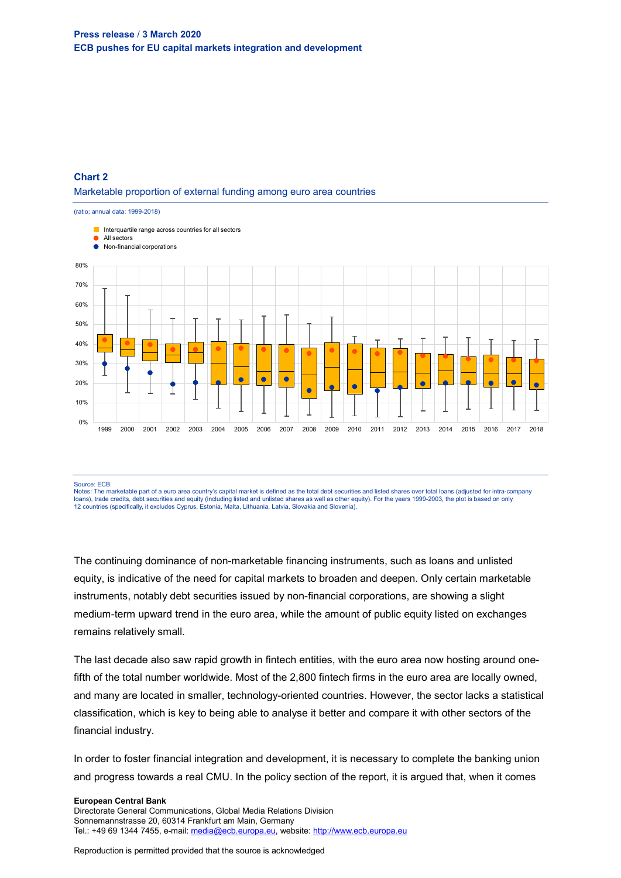## Chart 2

Marketable proportion of external funding among euro area countries

(ratio; annual data: 1999-2018)

- Interquartile range across countries for all sectors
- All sectors
- Non-financial corporations

Source: ECB.
Notes: The marketable part of a euro area country's capital market is defined as the total debt securities and listed shares over total loans (adjusted for intra-company loans), trade credits, debt securities and equity (including listed and unlisted shares as well as other equity). For the years 1999-2003, the plot is based on only 12 countries (specifically, it excludes Cyprus, Estonia, Malta, Lithuania, Latvia, Slovakia and Slovenia).

The continuing dominance of non-marketable financing instruments, such as loans and unlisted equity, is indicative of the need for capital markets to broaden and deepen. Only certain marketable instruments, notably debt securities issued by non-financial corporations, are showing a slight medium-term upward trend in the euro area, while the amount of public equity listed on exchanges remains relatively small.

The last decade also saw rapid growth in fintech entities, with the euro area now hosting around one-fifth of the total number worldwide. Most of the 2,800 fintech firms in the euro area are locally owned, and many are located in smaller, technology-oriented countries. However, the sector lacks a statistical classification, which is key to being able to analyse it better and compare it with other sectors of the financial industry.

In order to foster financial integration and development, it is necessary to complete the banking union and progress towards a real CMU. In the policy section of the report, it is argued that, when it comes

**European Central Bank**
Directorate General Communications, Global Media Relations Division
Sonnemannstrasse 20, 60314 Frankfurt am Main, Germany
Tel.: +49 69 1344 7455, e-mail: media@ecb.europa.eu, website: http://www.ecb.europa.eu

Reproduction is permitted provided that the source is acknowledged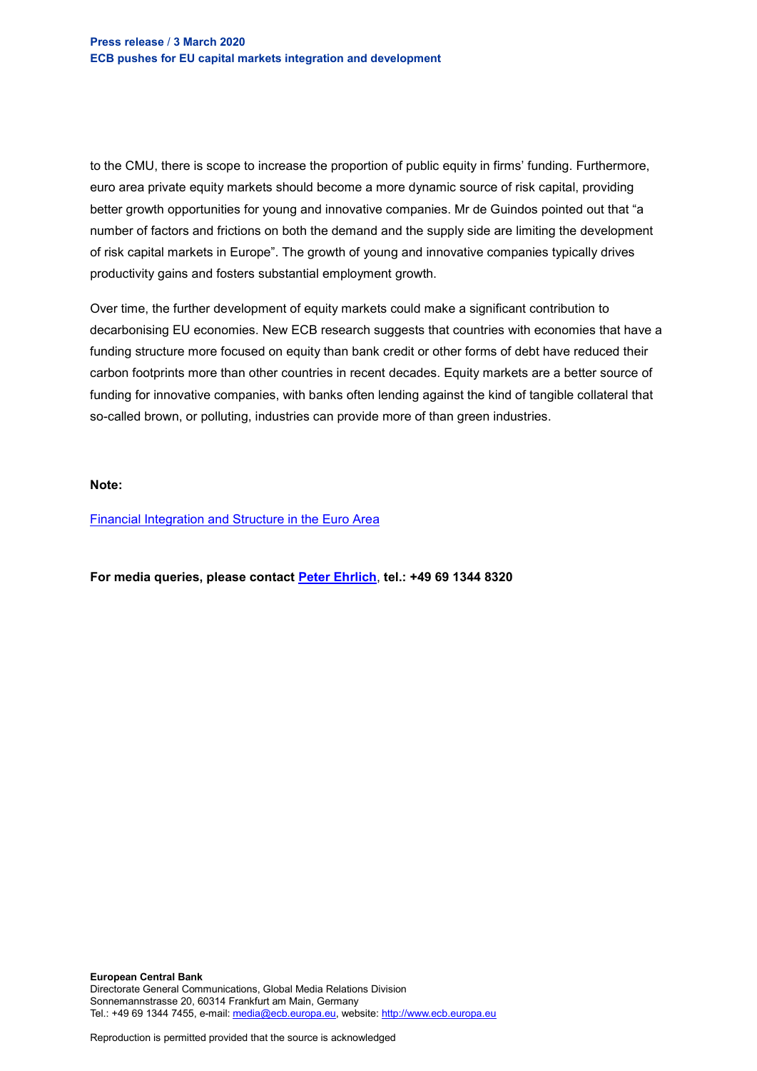to the CMU, there is scope to increase the proportion of public equity in firms' funding. Furthermore, euro area private equity markets should become a more dynamic source of risk capital, providing better growth opportunities for young and innovative companies. Mr de Guindos pointed out that "a number of factors and frictions on both the demand and the supply side are limiting the development of risk capital markets in Europe". The growth of young and innovative companies typically drives productivity gains and fosters substantial employment growth.

Over time, the further development of equity markets could make a significant contribution to decarbonising EU economies. New ECB research suggests that countries with economies that have a funding structure more focused on equity than bank credit or other forms of debt have reduced their carbon footprints more than other countries in recent decades. Equity markets are a better source of funding for innovative companies, with banks often lending against the kind of tangible collateral that so-called brown, or polluting, industries can provide more of than green industries.

**Note:**

[Financial Integration and Structure in the Euro Area](#)

**For media queries, please contact [Peter Ehrlich](#), tel.: +49 69 1344 8320**

**European Central Bank**
Directorate General Communications, Global Media Relations Division
Sonnemannstrasse 20, 60314 Frankfurt am Main, Germany
Tel.: +49 69 1344 7455, e-mail: media@ecb.europa.eu, website: http://www.ecb.europa.eu

Reproduction is permitted provided that the source is acknowledged